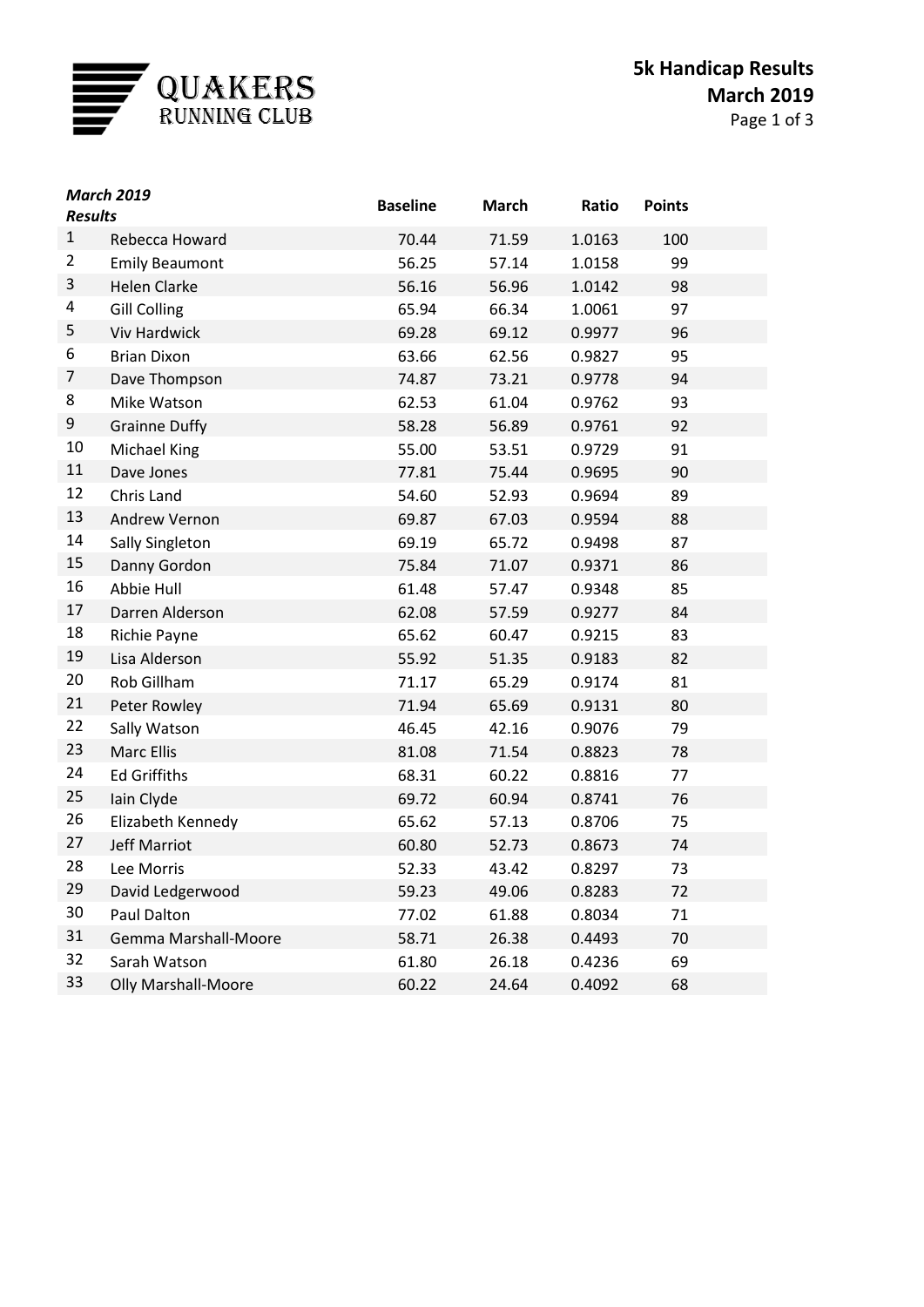# QUAKERS RUNNING CLUB

## 5k Handicap Results
## March 2019

| *March 2019 Results* | | Baseline | March | Ratio | Points |
|---|---|---|---|---|---|
| 1 | Rebecca Howard | 70.44 | 71.59 | 1.0163 | 100 |
| 2 | Emily Beaumont | 56.25 | 57.14 | 1.0158 | 99 |
| 3 | Helen Clarke | 56.16 | 56.96 | 1.0142 | 98 |
| 4 | Gill Colling | 65.94 | 66.34 | 1.0061 | 97 |
| 5 | Viv Hardwick | 69.28 | 69.12 | 0.9977 | 96 |
| 6 | Brian Dixon | 63.66 | 62.56 | 0.9827 | 95 |
| 7 | Dave Thompson | 74.87 | 73.21 | 0.9778 | 94 |
| 8 | Mike Watson | 62.53 | 61.04 | 0.9762 | 93 |
| 9 | Grainne Duffy | 58.28 | 56.89 | 0.9761 | 92 |
| 10 | Michael King | 55.00 | 53.51 | 0.9729 | 91 |
| 11 | Dave Jones | 77.81 | 75.44 | 0.9695 | 90 |
| 12 | Chris Land | 54.60 | 52.93 | 0.9694 | 89 |
| 13 | Andrew Vernon | 69.87 | 67.03 | 0.9594 | 88 |
| 14 | Sally Singleton | 69.19 | 65.72 | 0.9498 | 87 |
| 15 | Danny Gordon | 75.84 | 71.07 | 0.9371 | 86 |
| 16 | Abbie Hull | 61.48 | 57.47 | 0.9348 | 85 |
| 17 | Darren Alderson | 62.08 | 57.59 | 0.9277 | 84 |
| 18 | Richie Payne | 65.62 | 60.47 | 0.9215 | 83 |
| 19 | Lisa Alderson | 55.92 | 51.35 | 0.9183 | 82 |
| 20 | Rob Gillham | 71.17 | 65.29 | 0.9174 | 81 |
| 21 | Peter Rowley | 71.94 | 65.69 | 0.9131 | 80 |
| 22 | Sally Watson | 46.45 | 42.16 | 0.9076 | 79 |
| 23 | Marc Ellis | 81.08 | 71.54 | 0.8823 | 78 |
| 24 | Ed Griffiths | 68.31 | 60.22 | 0.8816 | 77 |
| 25 | Iain Clyde | 69.72 | 60.94 | 0.8741 | 76 |
| 26 | Elizabeth Kennedy | 65.62 | 57.13 | 0.8706 | 75 |
| 27 | Jeff Marriot | 60.80 | 52.73 | 0.8673 | 74 |
| 28 | Lee Morris | 52.33 | 43.42 | 0.8297 | 73 |
| 29 | David Ledgerwood | 59.23 | 49.06 | 0.8283 | 72 |
| 30 | Paul Dalton | 77.02 | 61.88 | 0.8034 | 71 |
| 31 | Gemma Marshall-Moore | 58.71 | 26.38 | 0.4493 | 70 |
| 32 | Sarah Watson | 61.80 | 26.18 | 0.4236 | 69 |
| 33 | Olly Marshall-Moore | 60.22 | 24.64 | 0.4092 | 68 |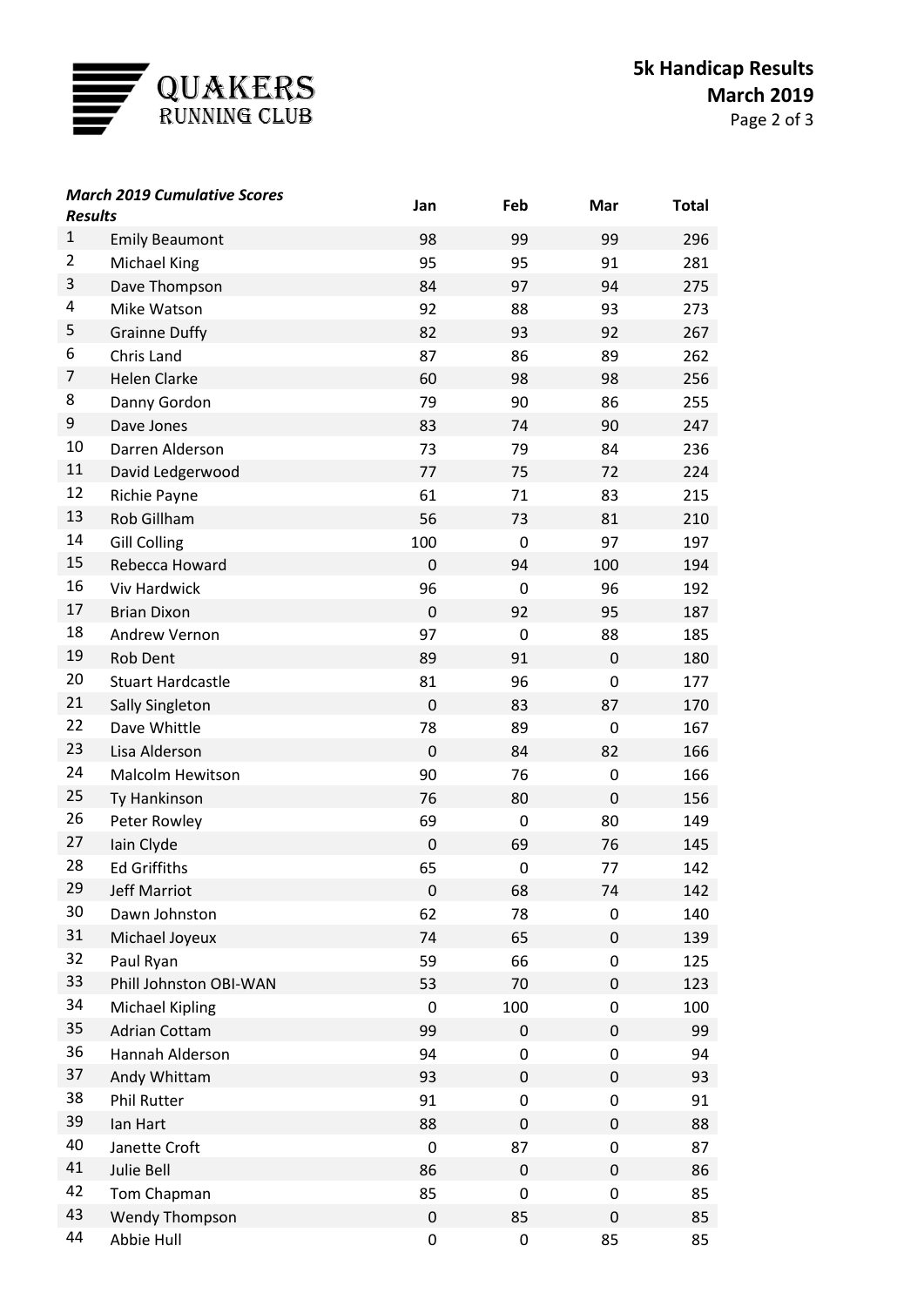QUAKERS RUNNING CLUB

# 5k Handicap Results
## March 2019

| *March 2019 Cumulative Scores* *Results* | | Jan | Feb | Mar | Total |
|---|---|---|---|---|---|
| 1 | Emily Beaumont | 98 | 99 | 99 | 296 |
| 2 | Michael King | 95 | 95 | 91 | 281 |
| 3 | Dave Thompson | 84 | 97 | 94 | 275 |
| 4 | Mike Watson | 92 | 88 | 93 | 273 |
| 5 | Grainne Duffy | 82 | 93 | 92 | 267 |
| 6 | Chris Land | 87 | 86 | 89 | 262 |
| 7 | Helen Clarke | 60 | 98 | 98 | 256 |
| 8 | Danny Gordon | 79 | 90 | 86 | 255 |
| 9 | Dave Jones | 83 | 74 | 90 | 247 |
| 10 | Darren Alderson | 73 | 79 | 84 | 236 |
| 11 | David Ledgerwood | 77 | 75 | 72 | 224 |
| 12 | Richie Payne | 61 | 71 | 83 | 215 |
| 13 | Rob Gillham | 56 | 73 | 81 | 210 |
| 14 | Gill Colling | 100 | 0 | 97 | 197 |
| 15 | Rebecca Howard | 0 | 94 | 100 | 194 |
| 16 | Viv Hardwick | 96 | 0 | 96 | 192 |
| 17 | Brian Dixon | 0 | 92 | 95 | 187 |
| 18 | Andrew Vernon | 97 | 0 | 88 | 185 |
| 19 | Rob Dent | 89 | 91 | 0 | 180 |
| 20 | Stuart Hardcastle | 81 | 96 | 0 | 177 |
| 21 | Sally Singleton | 0 | 83 | 87 | 170 |
| 22 | Dave Whittle | 78 | 89 | 0 | 167 |
| 23 | Lisa Alderson | 0 | 84 | 82 | 166 |
| 24 | Malcolm Hewitson | 90 | 76 | 0 | 166 |
| 25 | Ty Hankinson | 76 | 80 | 0 | 156 |
| 26 | Peter Rowley | 69 | 0 | 80 | 149 |
| 27 | Iain Clyde | 0 | 69 | 76 | 145 |
| 28 | Ed Griffiths | 65 | 0 | 77 | 142 |
| 29 | Jeff Marriot | 0 | 68 | 74 | 142 |
| 30 | Dawn Johnston | 62 | 78 | 0 | 140 |
| 31 | Michael Joyeux | 74 | 65 | 0 | 139 |
| 32 | Paul Ryan | 59 | 66 | 0 | 125 |
| 33 | Phill Johnston OBI-WAN | 53 | 70 | 0 | 123 |
| 34 | Michael Kipling | 0 | 100 | 0 | 100 |
| 35 | Adrian Cottam | 99 | 0 | 0 | 99 |
| 36 | Hannah Alderson | 94 | 0 | 0 | 94 |
| 37 | Andy Whittam | 93 | 0 | 0 | 93 |
| 38 | Phil Rutter | 91 | 0 | 0 | 91 |
| 39 | Ian Hart | 88 | 0 | 0 | 88 |
| 40 | Janette Croft | 0 | 87 | 0 | 87 |
| 41 | Julie Bell | 86 | 0 | 0 | 86 |
| 42 | Tom Chapman | 85 | 0 | 0 | 85 |
| 43 | Wendy Thompson | 0 | 85 | 0 | 85 |
| 44 | Abbie Hull | 0 | 0 | 85 | 85 |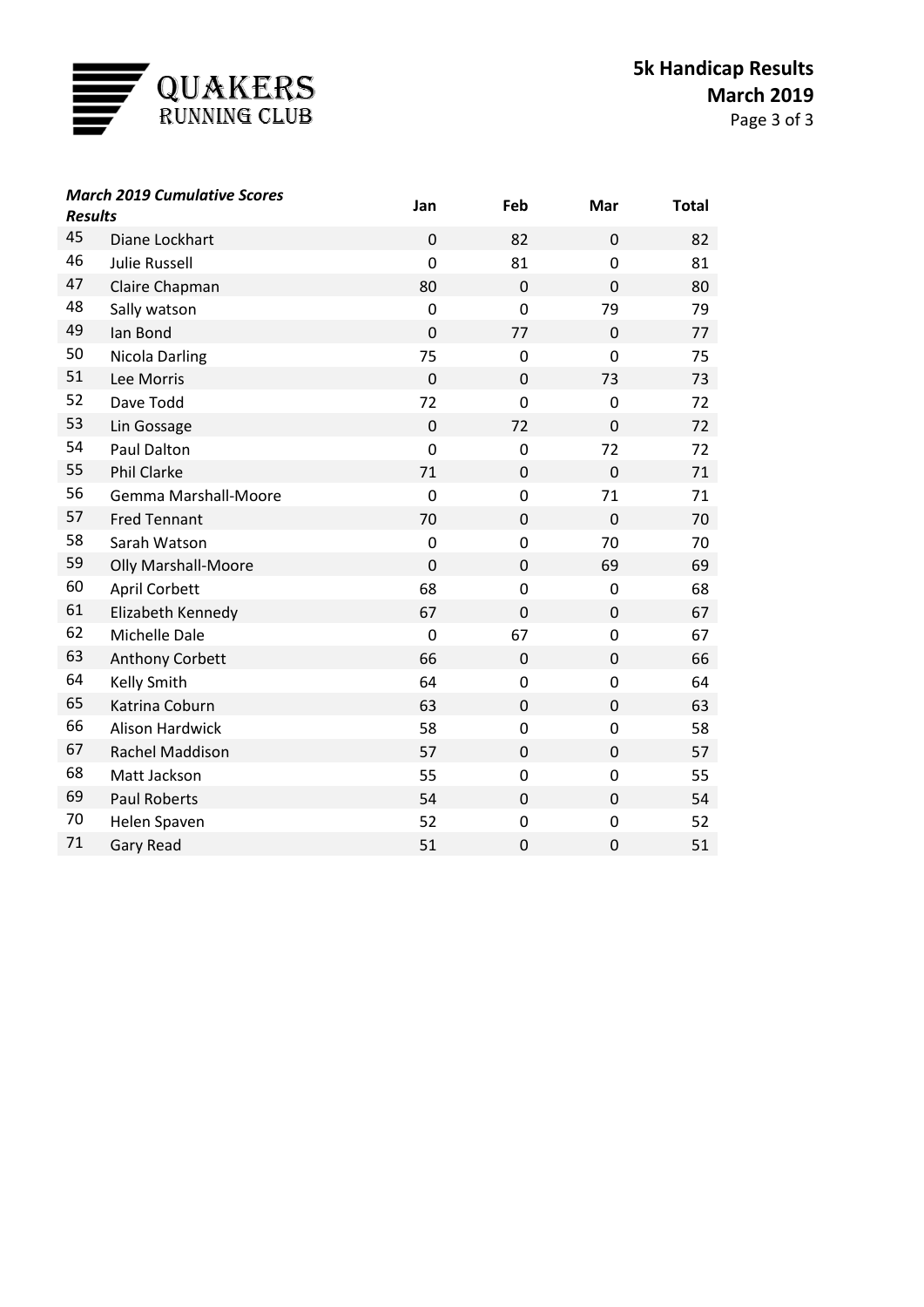QUAKERS RUNNING CLUB

**5k Handicap Results**
**March 2019**

| *March 2019 Cumulative Scores Results* | | Jan | Feb | Mar | Total |
|---|---|---|---|---|---|
| 45 | Diane Lockhart | 0 | 82 | 0 | 82 |
| 46 | Julie Russell | 0 | 81 | 0 | 81 |
| 47 | Claire Chapman | 80 | 0 | 0 | 80 |
| 48 | Sally watson | 0 | 0 | 79 | 79 |
| 49 | Ian Bond | 0 | 77 | 0 | 77 |
| 50 | Nicola Darling | 75 | 0 | 0 | 75 |
| 51 | Lee Morris | 0 | 0 | 73 | 73 |
| 52 | Dave Todd | 72 | 0 | 0 | 72 |
| 53 | Lin Gossage | 0 | 72 | 0 | 72 |
| 54 | Paul Dalton | 0 | 0 | 72 | 72 |
| 55 | Phil Clarke | 71 | 0 | 0 | 71 |
| 56 | Gemma Marshall-Moore | 0 | 0 | 71 | 71 |
| 57 | Fred Tennant | 70 | 0 | 0 | 70 |
| 58 | Sarah Watson | 0 | 0 | 70 | 70 |
| 59 | Olly Marshall-Moore | 0 | 0 | 69 | 69 |
| 60 | April Corbett | 68 | 0 | 0 | 68 |
| 61 | Elizabeth Kennedy | 67 | 0 | 0 | 67 |
| 62 | Michelle Dale | 0 | 67 | 0 | 67 |
| 63 | Anthony Corbett | 66 | 0 | 0 | 66 |
| 64 | Kelly Smith | 64 | 0 | 0 | 64 |
| 65 | Katrina Coburn | 63 | 0 | 0 | 63 |
| 66 | Alison Hardwick | 58 | 0 | 0 | 58 |
| 67 | Rachel Maddison | 57 | 0 | 0 | 57 |
| 68 | Matt Jackson | 55 | 0 | 0 | 55 |
| 69 | Paul Roberts | 54 | 0 | 0 | 54 |
| 70 | Helen Spaven | 52 | 0 | 0 | 52 |
| 71 | Gary Read | 51 | 0 | 0 | 51 |